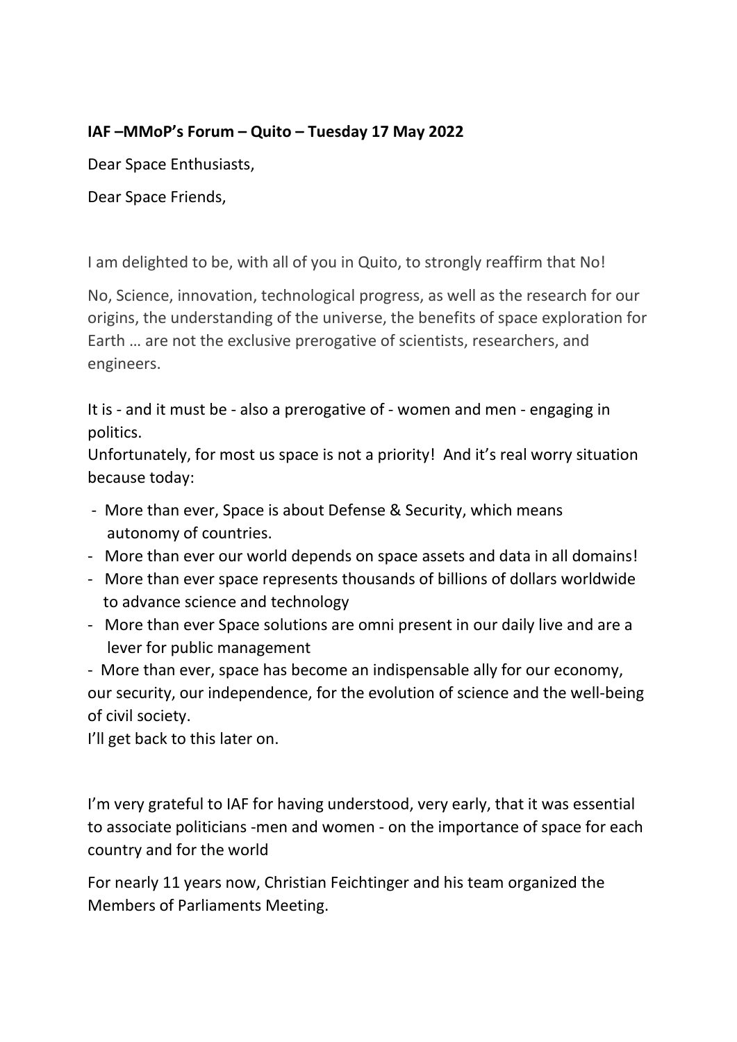**IAF –MMoP's Forum – Quito – Tuesday 17 May 2022**

Dear Space Enthusiasts,

Dear Space Friends,

I am delighted to be, with all of you in Quito, to strongly reaffirm that No!

No, Science, innovation, technological progress, as well as the research for our origins, the understanding of the universe, the benefits of space exploration for Earth … are not the exclusive prerogative of scientists, researchers, and engineers.

It is - and it must be - also a prerogative of - women and men - engaging in politics.

Unfortunately, for most us space is not a priority! And it's real worry situation because today:

- More than ever, Space is about Defense & Security, which means autonomy of countries.
- More than ever our world depends on space assets and data in all domains!
- More than ever space represents thousands of billions of dollars worldwide to advance science and technology
- More than ever Space solutions are omni present in our daily live and are a lever for public management
- More than ever, space has become an indispensable ally for our economy, our security, our independence, for the evolution of science and the well-being of civil society.

I'll get back to this later on.

I'm very grateful to IAF for having understood, very early, that it was essential to associate politicians -men and women - on the importance of space for each country and for the world

For nearly 11 years now, Christian Feichtinger and his team organized the Members of Parliaments Meeting.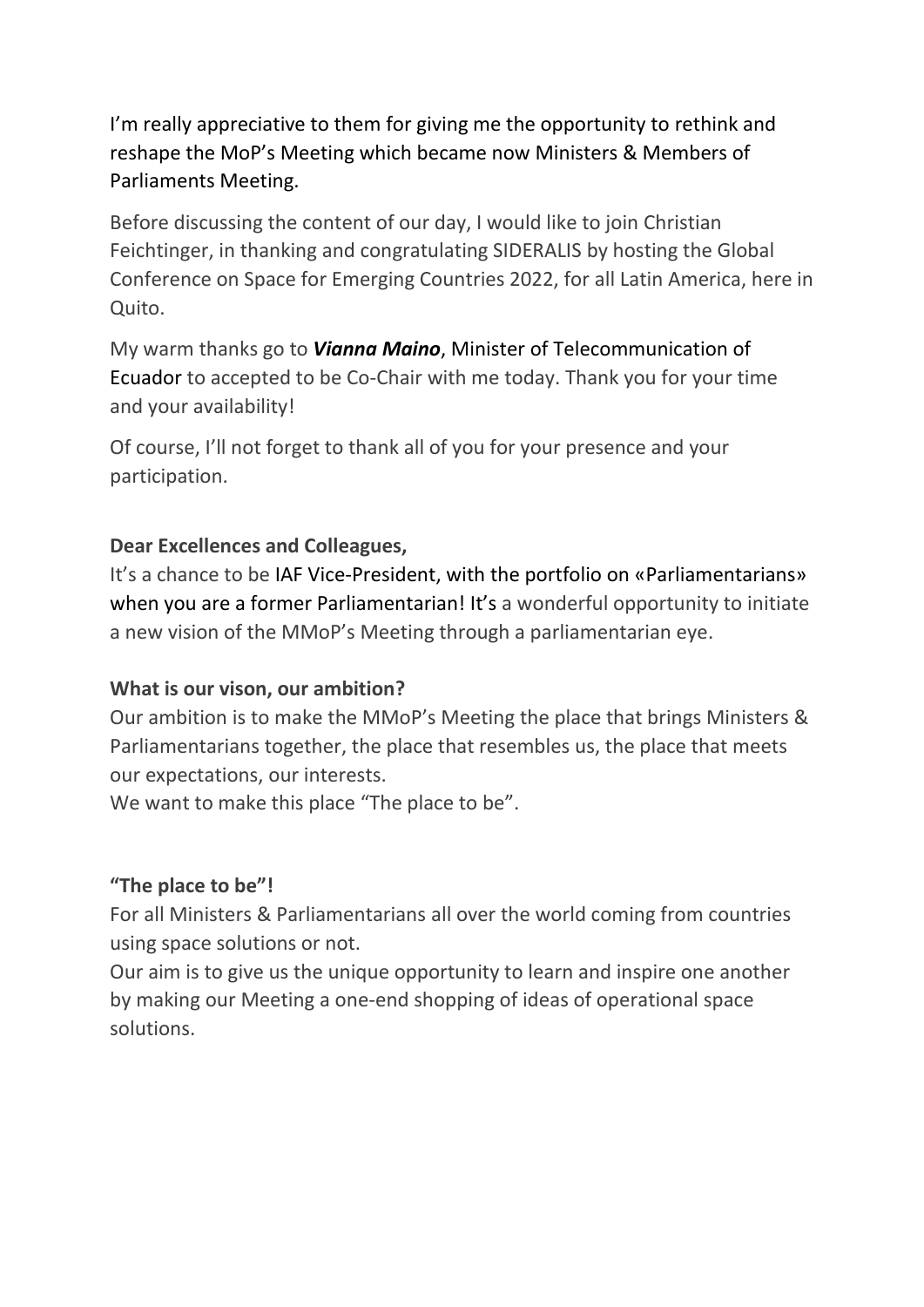I'm really appreciative to them for giving me the opportunity to rethink and reshape the MoP's Meeting which became now Ministers & Members of Parliaments Meeting.

Before discussing the content of our day, I would like to join Christian Feichtinger, in thanking and congratulating SIDERALIS by hosting the Global Conference on Space for Emerging Countries 2022, for all Latin America, here in Quito.

My warm thanks go to ***Vianna Maino***, Minister of Telecommunication of Ecuador to accepted to be Co-Chair with me today. Thank you for your time and your availability!

Of course, I'll not forget to thank all of you for your presence and your participation.

**Dear Excellences and Colleagues,**
It's a chance to be IAF Vice-President, with the portfolio on «Parliamentarians» when you are a former Parliamentarian! It's a wonderful opportunity to initiate a new vision of the MMoP's Meeting through a parliamentarian eye.

**What is our vison, our ambition?**
Our ambition is to make the MMoP's Meeting the place that brings Ministers & Parliamentarians together, the place that resembles us, the place that meets our expectations, our interests.
We want to make this place "The place to be".

**"The place to be"!**
For all Ministers & Parliamentarians all over the world coming from countries using space solutions or not.
Our aim is to give us the unique opportunity to learn and inspire one another by making our Meeting a one-end shopping of ideas of operational space solutions.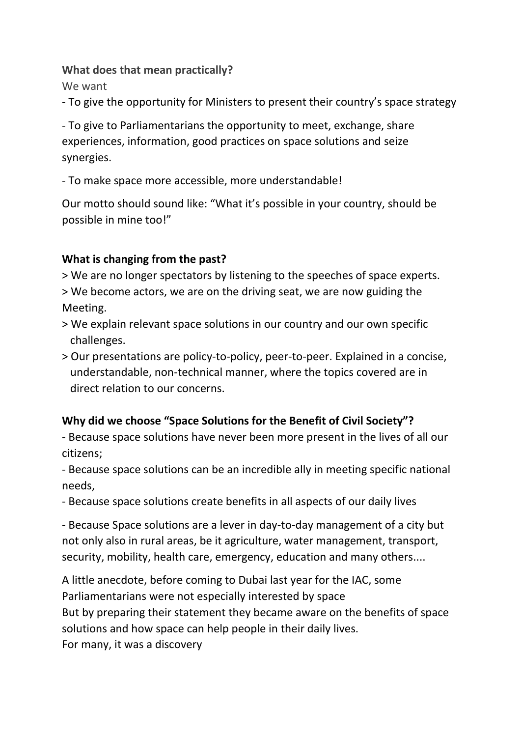**What does that mean practically?**

We want

- To give the opportunity for Ministers to present their country's space strategy
- To give to Parliamentarians the opportunity to meet, exchange, share experiences, information, good practices on space solutions and seize synergies.
- To make space more accessible, more understandable!

Our motto should sound like: "What it's possible in your country, should be possible in mine too!"

**What is changing from the past?**

> We are no longer spectators by listening to the speeches of space experts.

> We become actors, we are on the driving seat, we are now guiding the Meeting.

> We explain relevant space solutions in our country and our own specific challenges.

> Our presentations are policy-to-policy, peer-to-peer. Explained in a concise, understandable, non-technical manner, where the topics covered are in direct relation to our concerns.

**Why did we choose "Space Solutions for the Benefit of Civil Society"?**

- Because space solutions have never been more present in the lives of all our citizens;
- Because space solutions can be an incredible ally in meeting specific national needs,
- Because space solutions create benefits in all aspects of our daily lives
- Because Space solutions are a lever in day-to-day management of a city but not only also in rural areas, be it agriculture, water management, transport, security, mobility, health care, emergency, education and many others....

A little anecdote, before coming to Dubai last year for the IAC, some Parliamentarians were not especially interested by space
But by preparing their statement they became aware on the benefits of space solutions and how space can help people in their daily lives.
For many, it was a discovery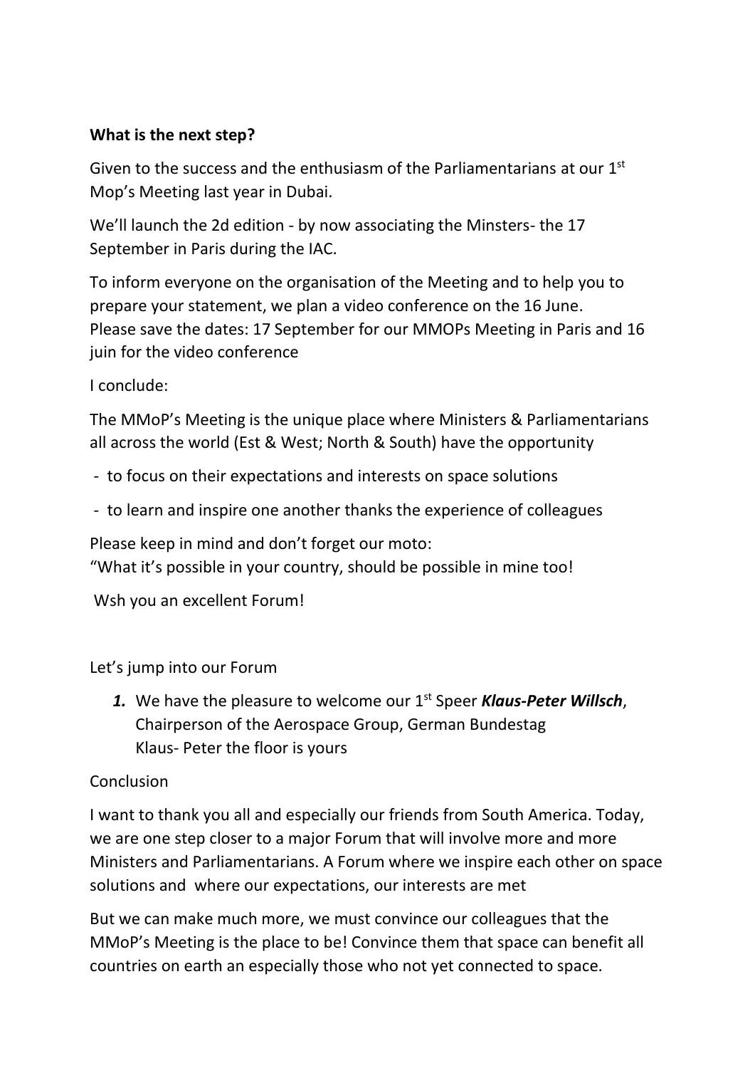**What is the next step?**

Given to the success and the enthusiasm of the Parliamentarians at our 1st Mop's Meeting last year in Dubai.

We'll launch the 2d edition - by now associating the Minsters- the 17 September in Paris during the IAC.

To inform everyone on the organisation of the Meeting and to help you to prepare your statement, we plan a video conference on the 16 June.
Please save the dates: 17 September for our MMOPs Meeting in Paris and 16 juin for the video conference

I conclude:

The MMoP's Meeting is the unique place where Ministers & Parliamentarians all across the world (Est & West; North & South) have the opportunity

- to focus on their expectations and interests on space solutions
- to learn and inspire one another thanks the experience of colleagues

Please keep in mind and don't forget our moto:
"What it's possible in your country, should be possible in mine too!

Wsh you an excellent Forum!

Let's jump into our Forum

1. We have the pleasure to welcome our 1st Speer ***Klaus-Peter Willsch***, Chairperson of the Aerospace Group, German Bundestag
   Klaus- Peter the floor is yours

Conclusion

I want to thank you all and especially our friends from South America. Today, we are one step closer to a major Forum that will involve more and more Ministers and Parliamentarians. A Forum where we inspire each other on space solutions and where our expectations, our interests are met

But we can make much more, we must convince our colleagues that the MMoP's Meeting is the place to be! Convince them that space can benefit all countries on earth an especially those who not yet connected to space.